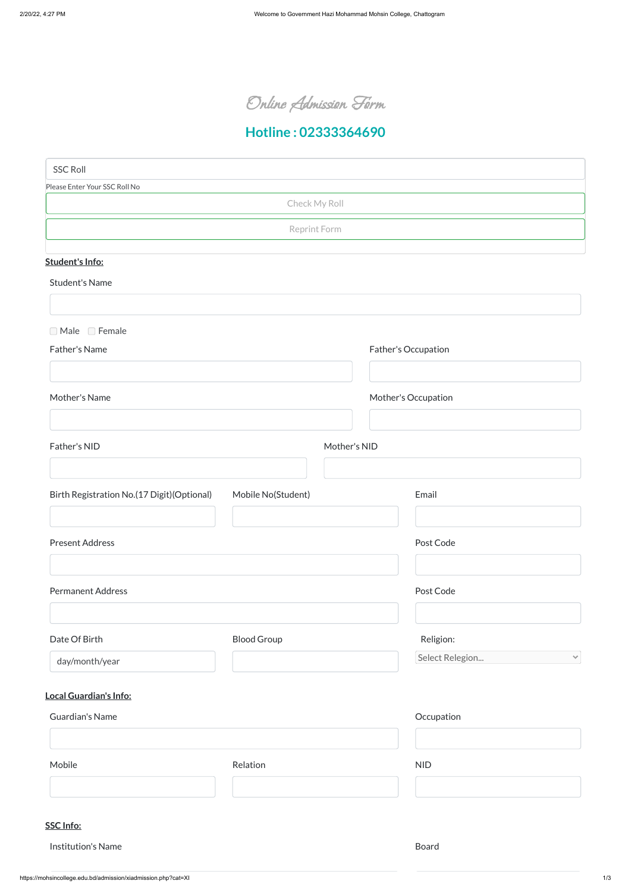# Online Admission Form

## Hotline : 02333364690

SSC Roll

Please Enter Your SSC Roll No

Check My Roll

Reprint Form

**Student's Info:**

Student's Name

☐ Male ☐ Female

Father's Name

Father's Occupation

Mother's Name

Mother's Occupation

Father's NID

Mother's NID

Birth Registration No.(17 Digit)(Optional)

Mobile No(Student)

Email

Present Address

Post Code

Permanent Address

Post Code

Date Of Birth

day/month/year

Blood Group

Religion:

Select Relegion...

**Local Guardian's Info:**

Guardian's Name

Occupation

Mobile

Relation

NID

**SSC Info:**

Institution's Name

Board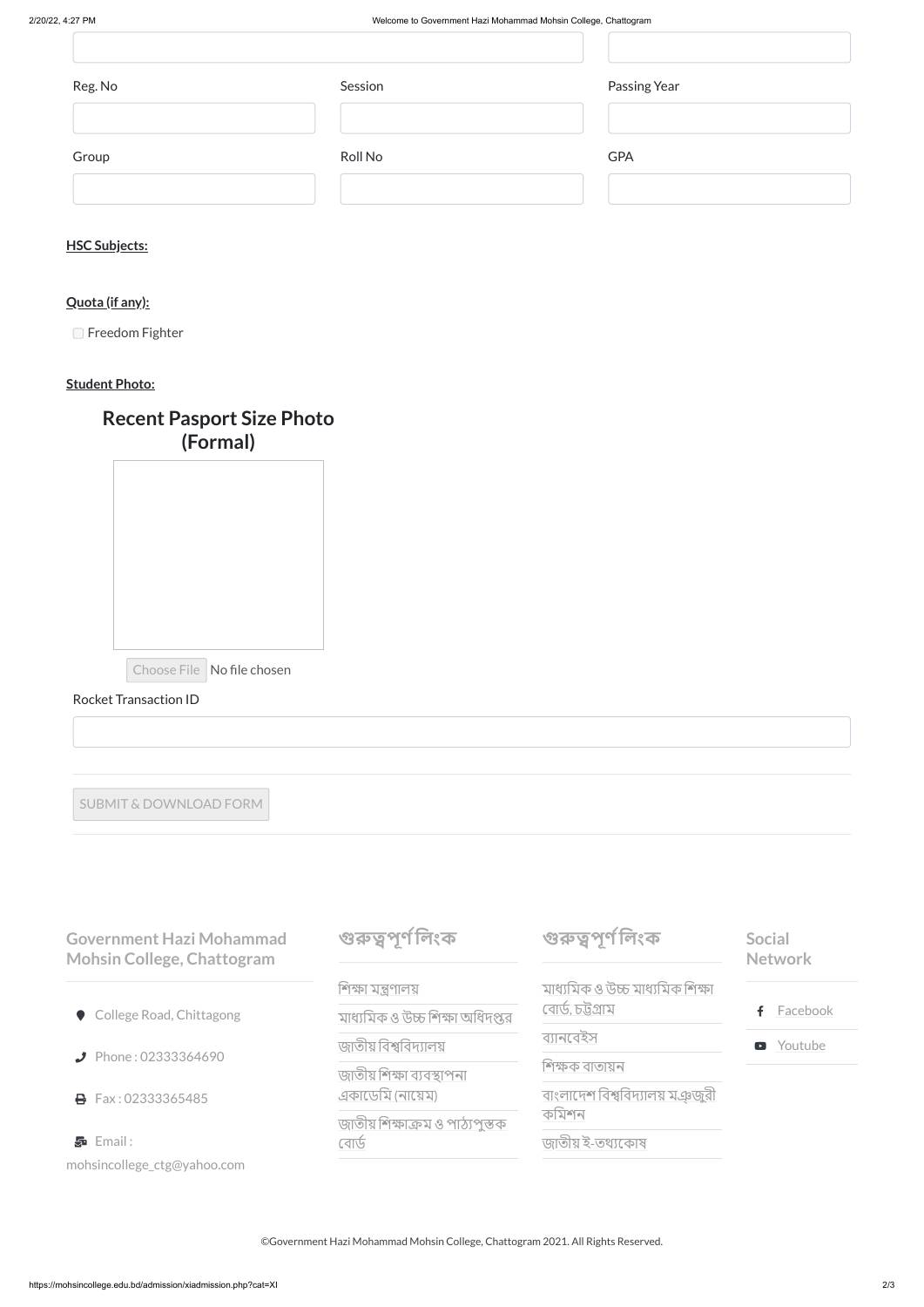Reg. No | Session | Passing Year

Group | Roll No | GPA

**HSC Subjects:**

**Quota (if any):**

☐ Freedom Fighter

**Student Photo:**

## Recent Pasport Size Photo (Formal)

Choose File No file chosen

Rocket Transaction ID

SUBMIT & DOWNLOAD FORM

---

### Government Hazi Mohammad Mohsin College, Chattogram

- College Road, Chittagong
- Phone : 02333364690
- Fax : 02333365485
- Email : mohsincollege_ctg@yahoo.com

### গুরুত্বপূর্ণ লিংক

- শিক্ষা মন্ত্রণালয়
- মাধ্যমিক ও উচ্চ শিক্ষা অধিদপ্তর
- জাতীয় বিশ্ববিদ্যালয়
- জাতীয় শিক্ষা ব্যবস্থাপনা একাডেমি (নায়েম)
- জাতীয় শিক্ষাক্রম ও পাঠ্যপুস্তক বোর্ড

### গুরুত্বপূর্ণ লিংক

- মাধ্যমিক ও উচ্চ মাধ্যমিক শিক্ষা বোর্ড, চট্টগ্রাম
- ব্যানবেইস
- শিক্ষক বাতায়ন
- বাংলাদেশ বিশ্ববিদ্যালয় মঞ্জুরী কমিশন
- জাতীয় ই-তথ্যকোষ

### Social Network

- Facebook
- Youtube

©Government Hazi Mohammad Mohsin College, Chattogram 2021. All Rights Reserved.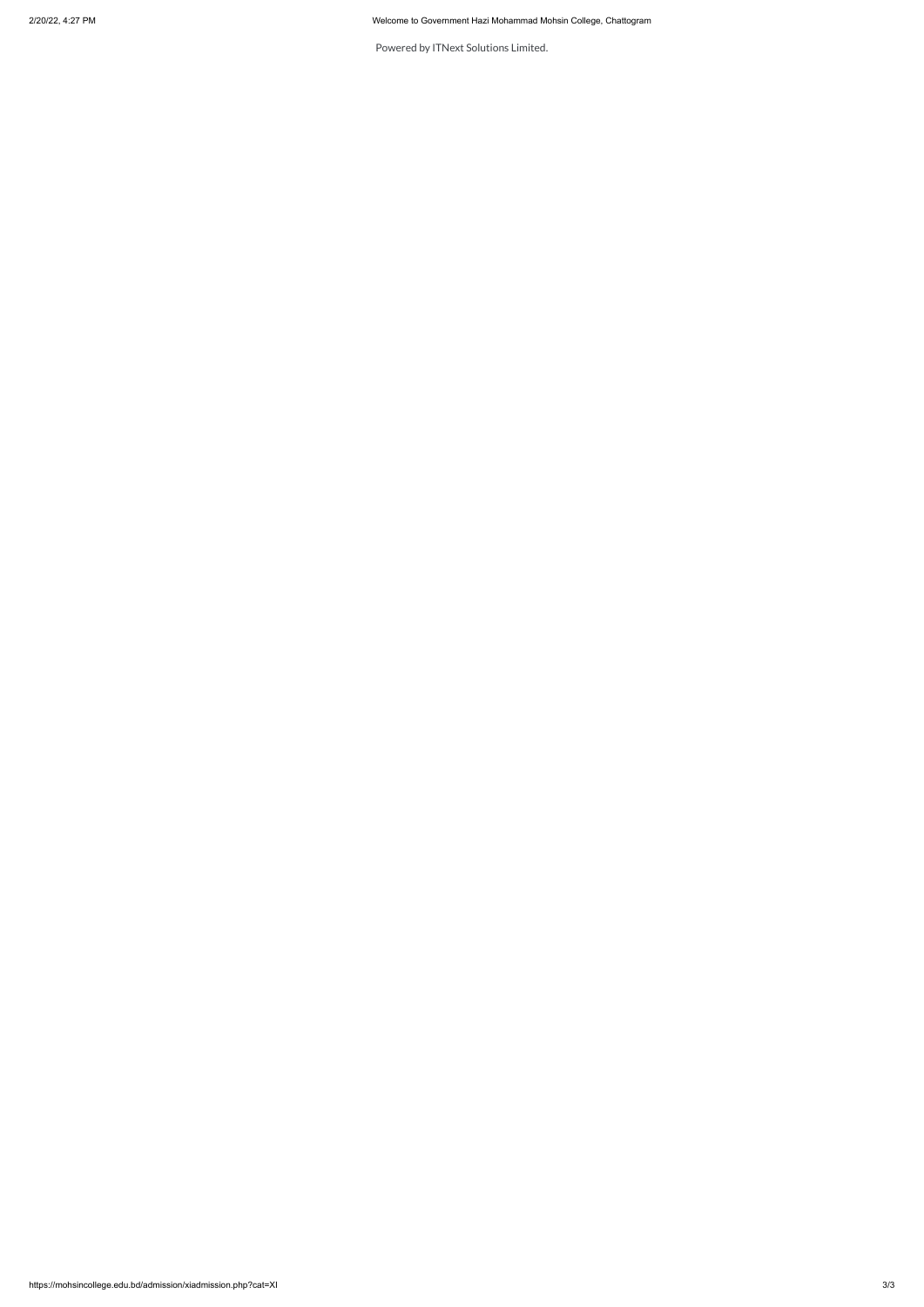Powered by ITNext Solutions Limited.